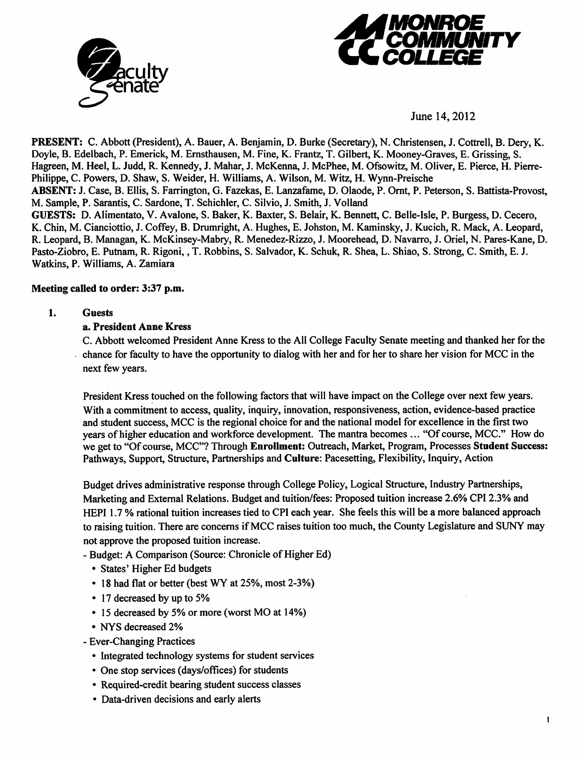June 14, 2012

**PRESENT:** C. Abbott (President), A. Bauer, A. Benjamin, D. Burke (Secretary), N. Christensen, J. Cottrell, B. Dery, K. Doyle, B. Edelbach, P. Emerick, M. Ernsthausen, M. Fine, K. Frantz, T. Gilbert, K. Mooney-Graves, E. Grissing, S. Hagreen, M. Heel, L. Judd, R. Kennedy, J. Mahar, J. McKenna, J. McPhee, M. Ofsowitz, M. Oliver, E. Pierce, H. Pierre-Philippe, C. Powers, D. Shaw, S. Weider, H. Williams, A. Wilson, M. Witz, H. Wynn-Preische

**ABSENT:** J. Case, B. Ellis, S. Farrington, G. Fazekas, E. Lanzafame, D. Olaode, P. Ornt, P. Peterson, S. Battista-Provost, M. Sample, P. Sarantis, C. Sardone, T. Schichler, C. Silvio, J. Smith, J. Volland

**GUESTS:** D. Alimentato, V. Avalone, S. Baker, K. Baxter, S. Belair, K. Bennett, C. Belle-Isle, P. Burgess, D. Cecero, K. Chin, M. Cianciottio, J. Coffey, B. Drumright, A. Hughes, E. Johston, M. Kaminsky, J. Kucich, R. Mack, A. Leopard, R. Leopard, B. Managan, K. McKinsey-Mabry, R. Menedez-Rizzo, J. Moorehead, D. Navarro, J. Oriel, N. Pares-Kane, D. Pasto-Ziobro, E. Putnam, R. Rigoni, , T. Robbins, S. Salvador, K. Schuk, R. Shea, L. Shiao, S. Strong, C. Smith, E. J. Watkins, P. Williams, A. Zamiara

**Meeting called to order: 3:37 p.m.**

1. **Guests**

   **a. President Anne Kress**

   C. Abbott welcomed President Anne Kress to the All College Faculty Senate meeting and thanked her for the chance for faculty to have the opportunity to dialog with her and for her to share her vision for MCC in the next few years.

   President Kress touched on the following factors that will have impact on the College over next few years. With a commitment to access, quality, inquiry, innovation, responsiveness, action, evidence-based practice and student success, MCC is the regional choice for and the national model for excellence in the first two years of higher education and workforce development. The mantra becomes ... "Of course, MCC." How do we get to "Of course, MCC"? Through **Enrollment:** Outreach, Market, Program, Processes **Student Success:** Pathways, Support, Structure, Partnerships and **Culture**: Pacesetting, Flexibility, Inquiry, Action

   Budget drives administrative response through College Policy, Logical Structure, Industry Partnerships, Marketing and External Relations. Budget and tuition/fees: Proposed tuition increase 2.6% CPI 2.3% and HEPI 1.7 % rational tuition increases tied to CPI each year. She feels this will be a more balanced approach to raising tuition. There are concerns if MCC raises tuition too much, the County Legislature and SUNY may not approve the proposed tuition increase.

   - Budget: A Comparison (Source: Chronicle of Higher Ed)
     - States' Higher Ed budgets
     - 18 had flat or better (best WY at 25%, most 2-3%)
     - 17 decreased by up to 5%
     - 15 decreased by 5% or more (worst MO at 14%)
     - NYS decreased 2%
   - Ever-Changing Practices
     - Integrated technology systems for student services
     - One stop services (days/offices) for students
     - Required-credit bearing student success classes
     - Data-driven decisions and early alerts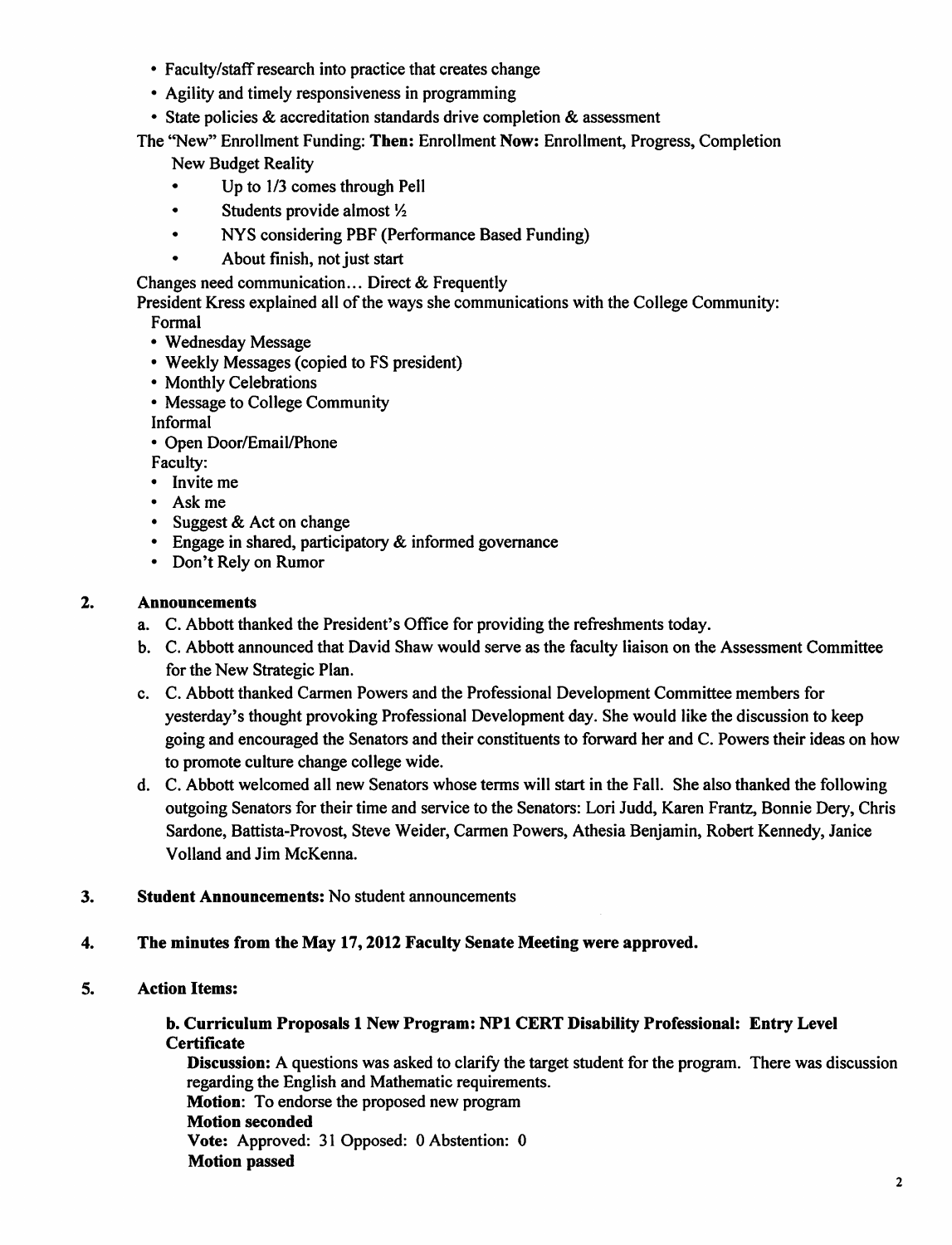- Faculty/staff research into practice that creates change
- Agility and timely responsiveness in programming
- State policies & accreditation standards drive completion & assessment

The "New" Enrollment Funding: **Then:** Enrollment **Now:** Enrollment, Progress, Completion

New Budget Reality

- Up to 1/3 comes through Pell
- Students provide almost ½
- NYS considering PBF (Performance Based Funding)
- About finish, not just start

Changes need communication… Direct & Frequently

President Kress explained all of the ways she communications with the College Community:

Formal

- Wednesday Message
- Weekly Messages (copied to FS president)
- Monthly Celebrations
- Message to College Community

Informal

- Open Door/Email/Phone

Faculty:

- Invite me
- Ask me
- Suggest & Act on change
- Engage in shared, participatory & informed governance
- Don't Rely on Rumor

**2. Announcements**

a. C. Abbott thanked the President's Office for providing the refreshments today.

b. C. Abbott announced that David Shaw would serve as the faculty liaison on the Assessment Committee for the New Strategic Plan.

c. C. Abbott thanked Carmen Powers and the Professional Development Committee members for yesterday's thought provoking Professional Development day. She would like the discussion to keep going and encouraged the Senators and their constituents to forward her and C. Powers their ideas on how to promote culture change college wide.

d. C. Abbott welcomed all new Senators whose terms will start in the Fall. She also thanked the following outgoing Senators for their time and service to the Senators: Lori Judd, Karen Frantz, Bonnie Dery, Chris Sardone, Battista-Provost, Steve Weider, Carmen Powers, Athesia Benjamin, Robert Kennedy, Janice Volland and Jim McKenna.

**3. Student Announcements:** No student announcements

**4. The minutes from the May 17, 2012 Faculty Senate Meeting were approved.**

**5. Action Items:**

**b. Curriculum Proposals 1 New Program: NP1 CERT Disability Professional: Entry Level Certificate**

**Discussion:** A questions was asked to clarify the target student for the program. There was discussion regarding the English and Mathematic requirements.

**Motion:** To endorse the proposed new program

**Motion seconded**

**Vote:** Approved: 31 Opposed: 0 Abstention: 0

**Motion passed**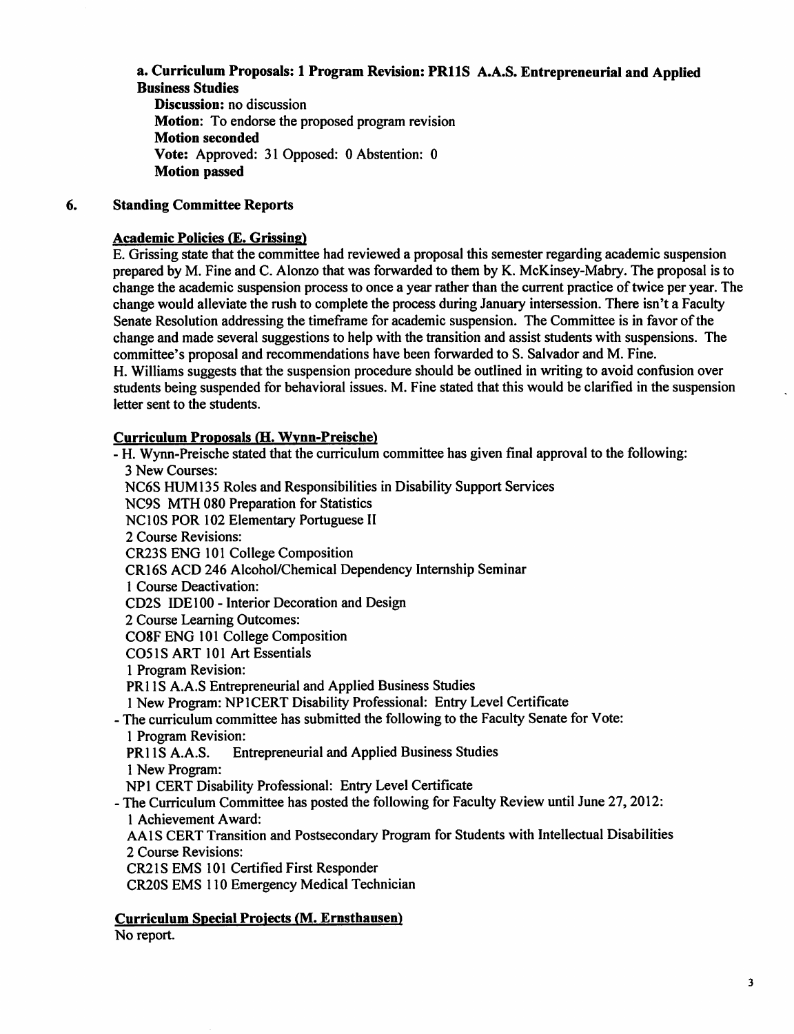**a. Curriculum Proposals: 1 Program Revision: PR11S A.A.S. Entrepreneurial and Applied Business Studies**

**Discussion:** no discussion
**Motion:** To endorse the proposed program revision
**Motion seconded**
**Vote:** Approved: 31 Opposed: 0 Abstention: 0
**Motion passed**

## 6. Standing Committee Reports

### Academic Policies (E. Grissing)

E. Grissing state that the committee had reviewed a proposal this semester regarding academic suspension prepared by M. Fine and C. Alonzo that was forwarded to them by K. McKinsey-Mabry. The proposal is to change the academic suspension process to once a year rather than the current practice of twice per year. The change would alleviate the rush to complete the process during January intersession. There isn't a Faculty Senate Resolution addressing the timeframe for academic suspension. The Committee is in favor of the change and made several suggestions to help with the transition and assist students with suspensions. The committee's proposal and recommendations have been forwarded to S. Salvador and M. Fine.
H. Williams suggests that the suspension procedure should be outlined in writing to avoid confusion over students being suspended for behavioral issues. M. Fine stated that this would be clarified in the suspension letter sent to the students.

### Curriculum Proposals (H. Wynn-Preische)

- H. Wynn-Preische stated that the curriculum committee has given final approval to the following:
  3 New Courses:
  NC6S HUM135 Roles and Responsibilities in Disability Support Services
  NC9S MTH 080 Preparation for Statistics
  NC10S POR 102 Elementary Portuguese II
  2 Course Revisions:
  CR23S ENG 101 College Composition
  CR16S ACD 246 Alcohol/Chemical Dependency Internship Seminar
  1 Course Deactivation:
  CD2S IDE100 - Interior Decoration and Design
  2 Course Learning Outcomes:
  CO8F ENG 101 College Composition
  CO51S ART 101 Art Essentials
  1 Program Revision:
  PR11S A.A.S Entrepreneurial and Applied Business Studies
  1 New Program: NP1CERT Disability Professional: Entry Level Certificate
- The curriculum committee has submitted the following to the Faculty Senate for Vote:
  1 Program Revision:
  PR11S A.A.S. Entrepreneurial and Applied Business Studies
  1 New Program:
  NP1 CERT Disability Professional: Entry Level Certificate
- The Curriculum Committee has posted the following for Faculty Review until June 27, 2012:
  1 Achievement Award:
  AA1S CERT Transition and Postsecondary Program for Students with Intellectual Disabilities
  2 Course Revisions:
  CR21S EMS 101 Certified First Responder
  CR20S EMS 110 Emergency Medical Technician

### Curriculum Special Projects (M. Ernsthausen)

No report.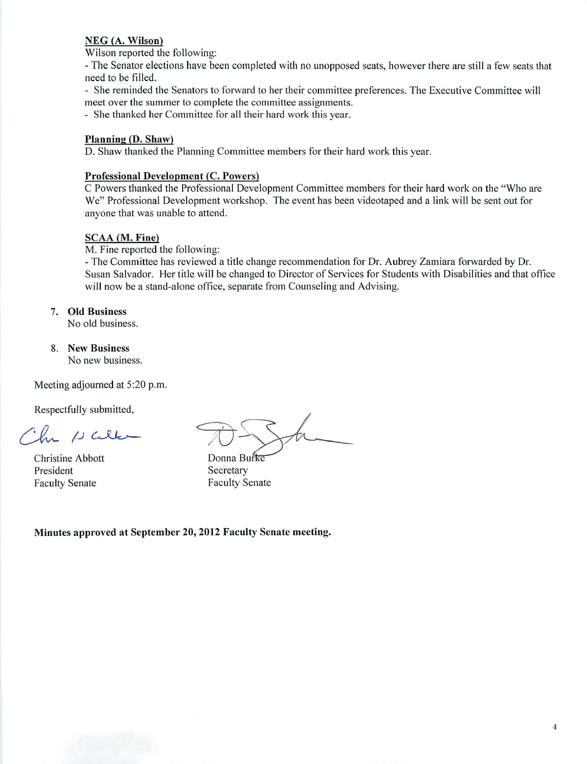**NEG (A. Wilson)**

Wilson reported the following:

- The Senator elections have been completed with no unopposed seats, however there are still a few seats that need to be filled.
- She reminded the Senators to forward to her their committee preferences. The Executive Committee will meet over the summer to complete the committee assignments.
- She thanked her Committee for all their hard work this year.

**Planning (D. Shaw)**

D. Shaw thanked the Planning Committee members for their hard work this year.

**Professional Development (C. Powers)**

C Powers thanked the Professional Development Committee members for their hard work on the "Who are We" Professional Development workshop. The event has been videotaped and a link will be sent out for anyone that was unable to attend.

**SCAA (M. Fine)**

M. Fine reported the following:

- The Committee has reviewed a title change recommendation for Dr. Aubrey Zamiara forwarded by Dr. Susan Salvador. Her title will be changed to Director of Services for Students with Disabilities and that office will now be a stand-alone office, separate from Counseling and Advising.

7. **Old Business**
   No old business.

8. **New Business**
   No new business.

Meeting adjourned at 5:20 p.m.

Respectfully submitted,

Christine Abbott
President
Faculty Senate

Donna Burke
Secretary
Faculty Senate

**Minutes approved at September 20, 2012 Faculty Senate meeting.**